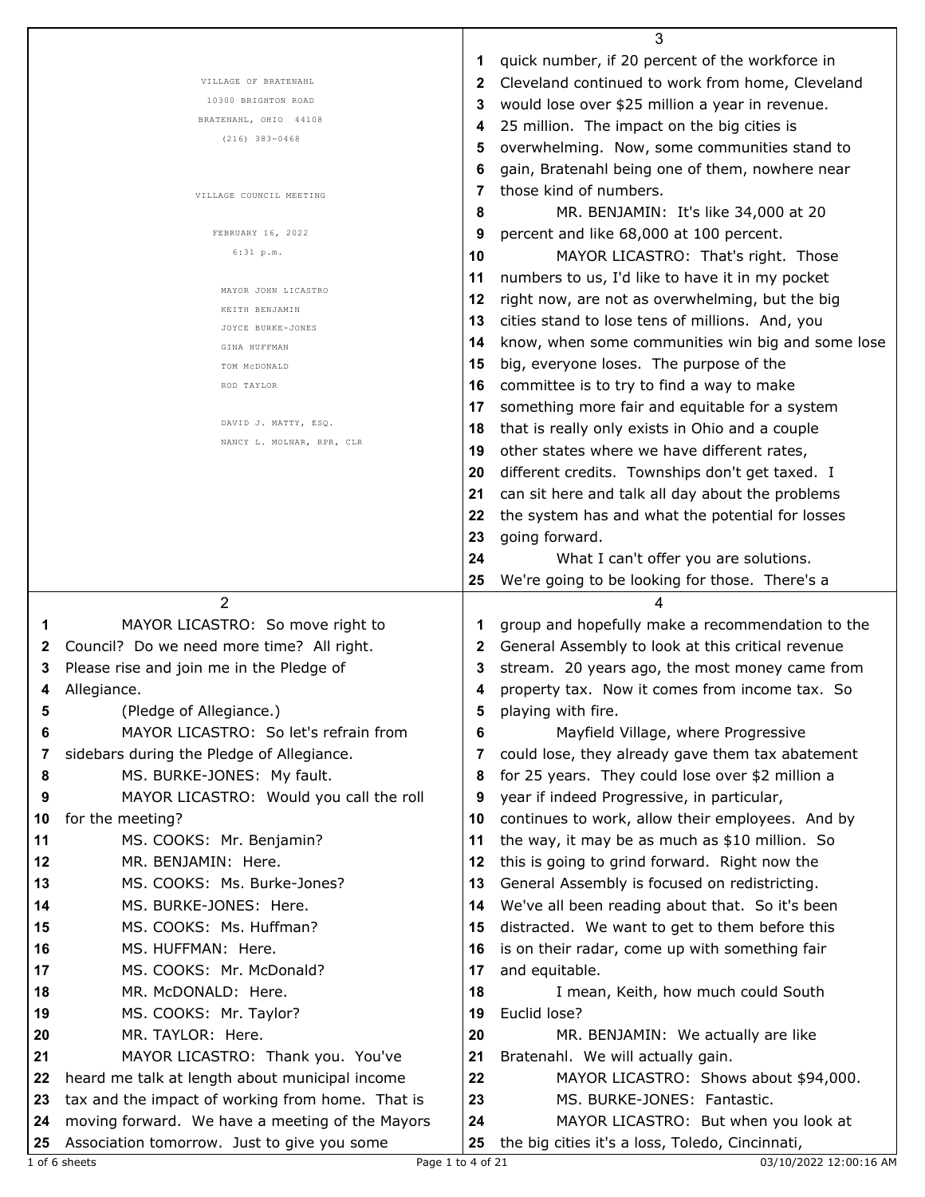VILLAGE OF BRATENAHL
10300 BRIGHTON ROAD
BRATENAHL, OHIO 44108
(216) 383-0468

VILLAGE COUNCIL MEETING

FEBRUARY 16, 2022
6:31 p.m.

MAYOR JOHN LICASTRO
KEITH BENJAMIN
JOYCE BURKE-JONES
GINA HUFFMAN
TOM McDONALD
ROD TAYLOR

DAVID J. MATTY, ESQ.
NANCY L. MOLNAR, RPR, CLR

---

2

1 MAYOR LICASTRO: So move right to
2 Council? Do we need more time? All right.
3 Please rise and join me in the Pledge of
4 Allegiance.
5 (Pledge of Allegiance.)
6 MAYOR LICASTRO: So let's refrain from
7 sidebars during the Pledge of Allegiance.
8 MS. BURKE-JONES: My fault.
9 MAYOR LICASTRO: Would you call the roll
10 for the meeting?
11 MS. COOKS: Mr. Benjamin?
12 MR. BENJAMIN: Here.
13 MS. COOKS: Ms. Burke-Jones?
14 MS. BURKE-JONES: Here.
15 MS. COOKS: Ms. Huffman?
16 MS. HUFFMAN: Here.
17 MS. COOKS: Mr. McDonald?
18 MR. McDONALD: Here.
19 MS. COOKS: Mr. Taylor?
20 MR. TAYLOR: Here.
21 MAYOR LICASTRO: Thank you. You've
22 heard me talk at length about municipal income
23 tax and the impact of working from home. That is
24 moving forward. We have a meeting of the Mayors
25 Association tomorrow. Just to give you some

---

3

1 quick number, if 20 percent of the workforce in
2 Cleveland continued to work from home, Cleveland
3 would lose over $25 million a year in revenue.
4 25 million. The impact on the big cities is
5 overwhelming. Now, some communities stand to
6 gain, Bratenahl being one of them, nowhere near
7 those kind of numbers.
8 MR. BENJAMIN: It's like 34,000 at 20
9 percent and like 68,000 at 100 percent.
10 MAYOR LICASTRO: That's right. Those
11 numbers to us, I'd like to have it in my pocket
12 right now, are not as overwhelming, but the big
13 cities stand to lose tens of millions. And, you
14 know, when some communities win big and some lose
15 big, everyone loses. The purpose of the
16 committee is to try to find a way to make
17 something more fair and equitable for a system
18 that is really only exists in Ohio and a couple
19 other states where we have different rates,
20 different credits. Townships don't get taxed. I
21 can sit here and talk all day about the problems
22 the system has and what the potential for losses
23 going forward.
24 What I can't offer you are solutions.
25 We're going to be looking for those. There's a

---

4

1 group and hopefully make a recommendation to the
2 General Assembly to look at this critical revenue
3 stream. 20 years ago, the most money came from
4 property tax. Now it comes from income tax. So
5 playing with fire.
6 Mayfield Village, where Progressive
7 could lose, they already gave them tax abatement
8 for 25 years. They could lose over $2 million a
9 year if indeed Progressive, in particular,
10 continues to work, allow their employees. And by
11 the way, it may be as much as $10 million. So
12 this is going to grind forward. Right now the
13 General Assembly is focused on redistricting.
14 We've all been reading about that. So it's been
15 distracted. We want to get to them before this
16 is on their radar, come up with something fair
17 and equitable.
18 I mean, Keith, how much could South
19 Euclid lose?
20 MR. BENJAMIN: We actually are like
21 Bratenahl. We will actually gain.
22 MAYOR LICASTRO: Shows about $94,000.
23 MS. BURKE-JONES: Fantastic.
24 MAYOR LICASTRO: But when you look at
25 the big cities it's a loss, Toledo, Cincinnati,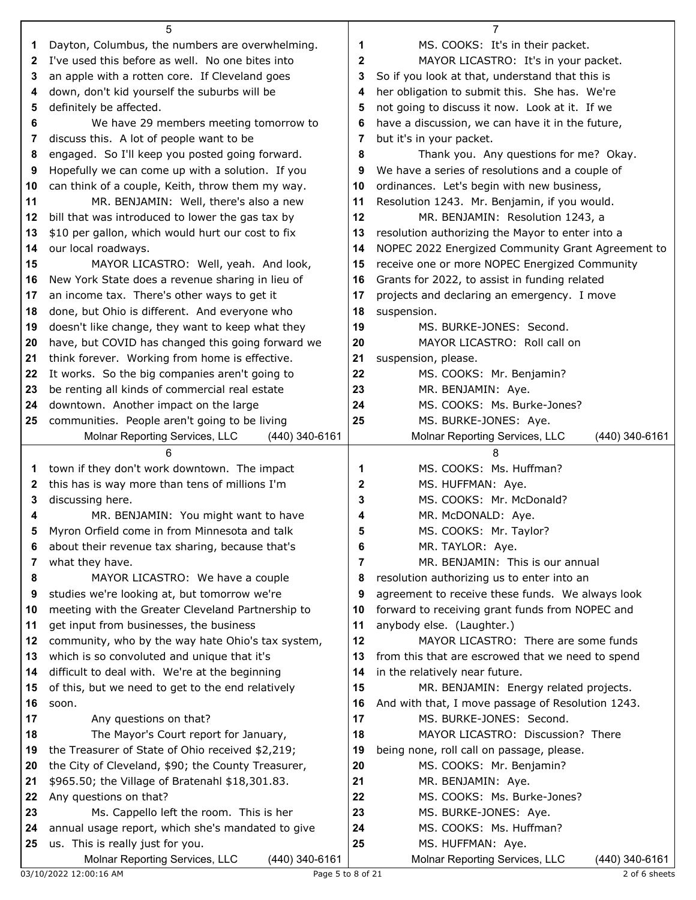Dayton, Columbus, the numbers are overwhelming. I've used this before as well. No one bites into an apple with a rotten core. If Cleveland goes down, don't kid yourself the suburbs will be definitely be affected.

We have 29 members meeting tomorrow to discuss this. A lot of people want to be engaged. So I'll keep you posted going forward. Hopefully we can come up with a solution. If you can think of a couple, Keith, throw them my way.

MR. BENJAMIN: Well, there's also a new bill that was introduced to lower the gas tax by \$10 per gallon, which would hurt our cost to fix our local roadways.

MAYOR LICASTRO: Well, yeah. And look, New York State does a revenue sharing in lieu of an income tax. There's other ways to get it done, but Ohio is different. And everyone who doesn't like change, they want to keep what they have, but COVID has changed this going forward we think forever. Working from home is effective. It works. So the big companies aren't going to be renting all kinds of commercial real estate downtown. Another impact on the large communities. People aren't going to be living town if they don't work downtown. The impact this has is way more than tens of millions I'm discussing here.

MR. BENJAMIN: You might want to have Myron Orfield come in from Minnesota and talk about their revenue tax sharing, because that's what they have.

MAYOR LICASTRO: We have a couple studies we're looking at, but tomorrow we're meeting with the Greater Cleveland Partnership to get input from businesses, the business community, who by the way hate Ohio's tax system, which is so convoluted and unique that it's difficult to deal with. We're at the beginning of this, but we need to get to the end relatively soon.

Any questions on that?

The Mayor's Court report for January, the Treasurer of State of Ohio received \$2,219; the City of Cleveland, \$90; the County Treasurer, \$965.50; the Village of Bratenahl \$18,301.83. Any questions on that?

Ms. Cappello left the room. This is her annual usage report, which she's mandated to give us. This is really just for you.

MS. COOKS: It's in their packet.

MAYOR LICASTRO: It's in your packet. So if you look at that, understand that this is her obligation to submit this. She has. We're not going to discuss it now. Look at it. If we have a discussion, we can have it in the future, but it's in your packet.

Thank you. Any questions for me? Okay. We have a series of resolutions and a couple of ordinances. Let's begin with new business, Resolution 1243. Mr. Benjamin, if you would.

MR. BENJAMIN: Resolution 1243, a resolution authorizing the Mayor to enter into a NOPEC 2022 Energized Community Grant Agreement to receive one or more NOPEC Energized Community Grants for 2022, to assist in funding related projects and declaring an emergency. I move suspension.

MS. BURKE-JONES: Second.

MAYOR LICASTRO: Roll call on suspension, please.

MS. COOKS: Mr. Benjamin?

MR. BENJAMIN: Aye.

MS. COOKS: Ms. Burke-Jones?

MS. BURKE-JONES: Aye.

MS. COOKS: Ms. Huffman?

MS. HUFFMAN: Aye.

MS. COOKS: Mr. McDonald?

MR. McDONALD: Aye.

MS. COOKS: Mr. Taylor?

MR. TAYLOR: Aye.

MR. BENJAMIN: This is our annual resolution authorizing us to enter into an agreement to receive these funds. We always look forward to receiving grant funds from NOPEC and anybody else. (Laughter.)

MAYOR LICASTRO: There are some funds from this that are escrowed that we need to spend in the relatively near future.

MR. BENJAMIN: Energy related projects. And with that, I move passage of Resolution 1243.

MS. BURKE-JONES: Second.

MAYOR LICASTRO: Discussion? There being none, roll call on passage, please.

MS. COOKS: Mr. Benjamin?

MR. BENJAMIN: Aye.

MS. COOKS: Ms. Burke-Jones?

MS. BURKE-JONES: Aye.

MS. COOKS: Ms. Huffman?

MS. HUFFMAN: Aye.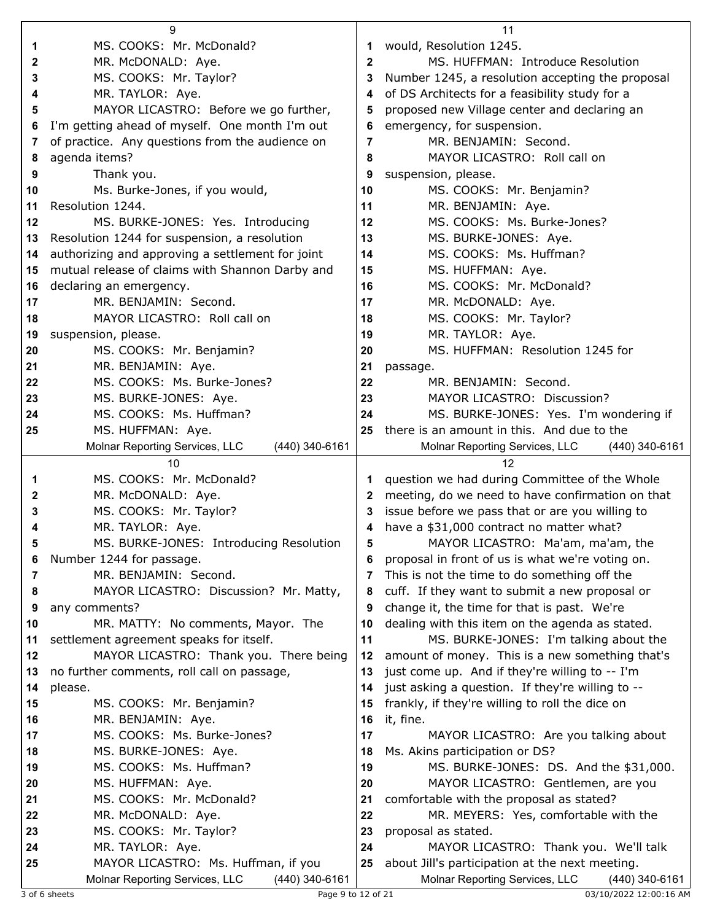MS. COOKS: Mr. McDonald?

MR. McDONALD: Aye.

MS. COOKS: Mr. Taylor?

MR. TAYLOR: Aye.

MAYOR LICASTRO: Before we go further, I'm getting ahead of myself. One month I'm out of practice. Any questions from the audience on agenda items?

Thank you.

Ms. Burke-Jones, if you would, Resolution 1244.

MS. BURKE-JONES: Yes. Introducing Resolution 1244 for suspension, a resolution authorizing and approving a settlement for joint mutual release of claims with Shannon Darby and declaring an emergency.

MR. BENJAMIN: Second.

MAYOR LICASTRO: Roll call on suspension, please.

MS. COOKS: Mr. Benjamin?

MR. BENJAMIN: Aye.

MS. COOKS: Ms. Burke-Jones?

MS. BURKE-JONES: Aye.

MS. COOKS: Ms. Huffman?

MS. HUFFMAN: Aye.

MS. COOKS: Mr. McDonald?

MR. McDONALD: Aye.

MS. COOKS: Mr. Taylor?

MR. TAYLOR: Aye.

MS. BURKE-JONES: Introducing Resolution Number 1244 for passage.

MR. BENJAMIN: Second.

MAYOR LICASTRO: Discussion? Mr. Matty, any comments?

MR. MATTY: No comments, Mayor. The settlement agreement speaks for itself.

MAYOR LICASTRO: Thank you. There being no further comments, roll call on passage, please.

MS. COOKS: Mr. Benjamin?

MR. BENJAMIN: Aye.

MS. COOKS: Ms. Burke-Jones?

MS. BURKE-JONES: Aye.

MS. COOKS: Ms. Huffman?

MS. HUFFMAN: Aye.

MS. COOKS: Mr. McDonald?

MR. McDONALD: Aye.

MS. COOKS: Mr. Taylor?

MR. TAYLOR: Aye.

MAYOR LICASTRO: Ms. Huffman, if you would, Resolution 1245.

MS. HUFFMAN: Introduce Resolution Number 1245, a resolution accepting the proposal of DS Architects for a feasibility study for a proposed new Village center and declaring an emergency, for suspension.

MR. BENJAMIN: Second.

MAYOR LICASTRO: Roll call on suspension, please.

MS. COOKS: Mr. Benjamin?

MR. BENJAMIN: Aye.

MS. COOKS: Ms. Burke-Jones?

MS. BURKE-JONES: Aye.

MS. COOKS: Ms. Huffman?

MS. HUFFMAN: Aye.

MS. COOKS: Mr. McDonald?

MR. McDONALD: Aye.

MS. COOKS: Mr. Taylor?

MR. TAYLOR: Aye.

MS. HUFFMAN: Resolution 1245 for passage.

MR. BENJAMIN: Second.

MAYOR LICASTRO: Discussion?

MS. BURKE-JONES: Yes. I'm wondering if there is an amount in this. And due to the question we had during Committee of the Whole meeting, do we need to have confirmation on that issue before we pass that or are you willing to have a $31,000 contract no matter what?

MAYOR LICASTRO: Ma'am, ma'am, the proposal in front of us is what we're voting on. This is not the time to do something off the cuff. If they want to submit a new proposal or change it, the time for that is past. We're dealing with this item on the agenda as stated.

MS. BURKE-JONES: I'm talking about the amount of money. This is a new something that's just come up. And if they're willing to -- I'm just asking a question. If they're willing to -- frankly, if they're willing to roll the dice on it, fine.

MAYOR LICASTRO: Are you talking about Ms. Akins participation or DS?

MS. BURKE-JONES: DS. And the $31,000.

MAYOR LICASTRO: Gentlemen, are you comfortable with the proposal as stated?

MR. MEYERS: Yes, comfortable with the proposal as stated.

MAYOR LICASTRO: Thank you. We'll talk about Jill's participation at the next meeting.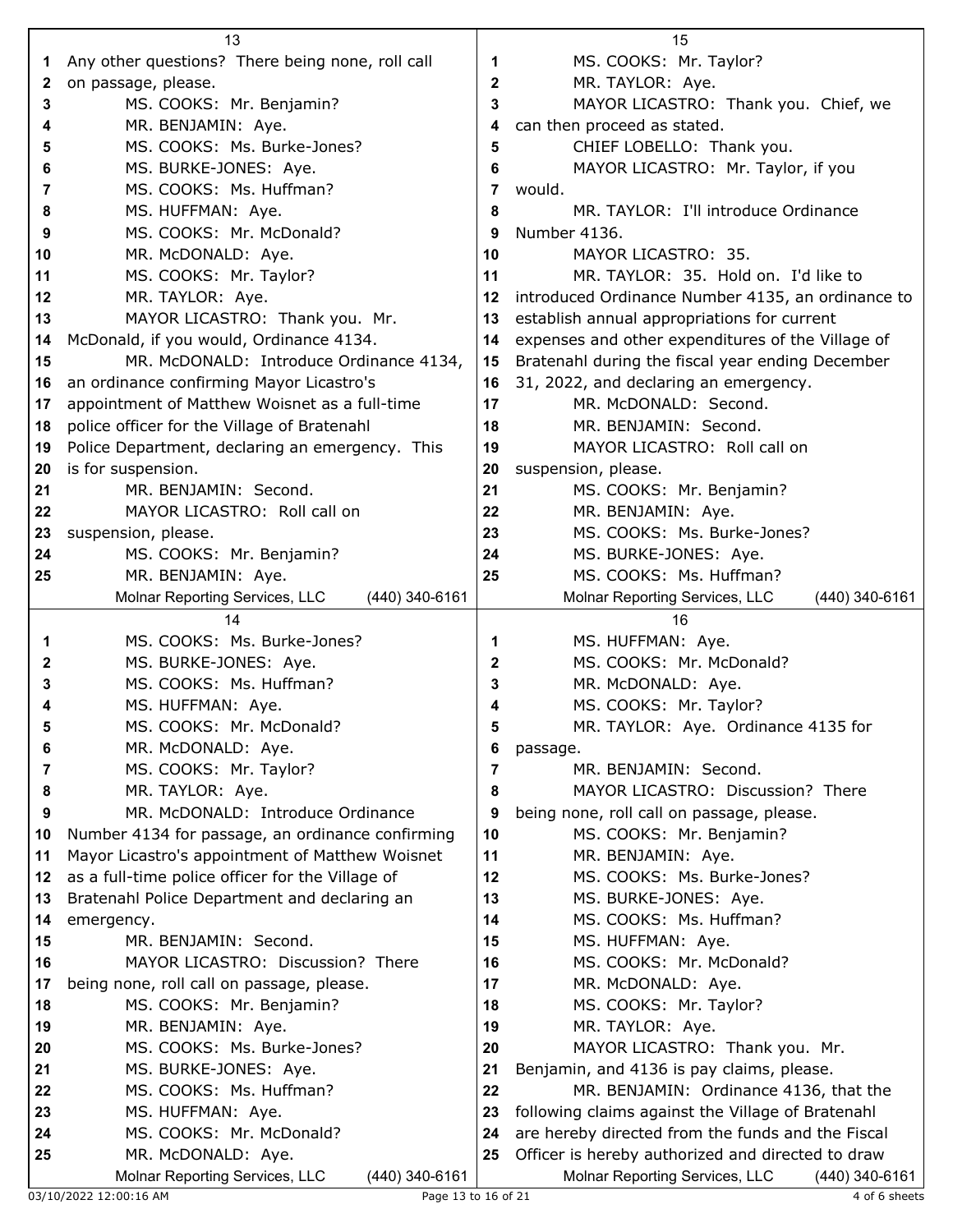Any other questions? There being none, roll call on passage, please.

MS. COOKS: Mr. Benjamin?

MR. BENJAMIN: Aye.

MS. COOKS: Ms. Burke-Jones?

MS. BURKE-JONES: Aye.

MS. COOKS: Ms. Huffman?

MS. HUFFMAN: Aye.

MS. COOKS: Mr. McDonald?

MR. McDONALD: Aye.

MS. COOKS: Mr. Taylor?

MR. TAYLOR: Aye.

MAYOR LICASTRO: Thank you. Mr. McDonald, if you would, Ordinance 4134.

MR. McDONALD: Introduce Ordinance 4134, an ordinance confirming Mayor Licastro's appointment of Matthew Woisnet as a full-time police officer for the Village of Bratenahl Police Department, declaring an emergency. This is for suspension.

MR. BENJAMIN: Second.

MAYOR LICASTRO: Roll call on suspension, please.

MS. COOKS: Mr. Benjamin?

MR. BENJAMIN: Aye.

MS. COOKS: Ms. Burke-Jones?

MS. BURKE-JONES: Aye.

MS. COOKS: Ms. Huffman?

MS. HUFFMAN: Aye.

MS. COOKS: Mr. McDonald?

MR. McDONALD: Aye.

MS. COOKS: Mr. Taylor?

MR. TAYLOR: Aye.

MR. McDONALD: Introduce Ordinance Number 4134 for passage, an ordinance confirming Mayor Licastro's appointment of Matthew Woisnet as a full-time police officer for the Village of Bratenahl Police Department and declaring an emergency.

MR. BENJAMIN: Second.

MAYOR LICASTRO: Discussion? There being none, roll call on passage, please.

MS. COOKS: Mr. Benjamin?

MR. BENJAMIN: Aye.

MS. COOKS: Ms. Burke-Jones?

MS. BURKE-JONES: Aye.

MS. COOKS: Ms. Huffman?

MS. HUFFMAN: Aye.

MS. COOKS: Mr. McDonald?

MR. McDONALD: Aye.

MS. COOKS: Mr. Taylor?

MR. TAYLOR: Aye.

MAYOR LICASTRO: Thank you. Chief, we can then proceed as stated.

CHIEF LOBELLO: Thank you.

MAYOR LICASTRO: Mr. Taylor, if you would.

MR. TAYLOR: I'll introduce Ordinance Number 4136.

MAYOR LICASTRO: 35.

MR. TAYLOR: 35. Hold on. I'd like to introduced Ordinance Number 4135, an ordinance to establish annual appropriations for current expenses and other expenditures of the Village of Bratenahl during the fiscal year ending December 31, 2022, and declaring an emergency.

MR. McDONALD: Second.

MR. BENJAMIN: Second.

MAYOR LICASTRO: Roll call on suspension, please.

MS. COOKS: Mr. Benjamin?

MR. BENJAMIN: Aye.

MS. COOKS: Ms. Burke-Jones?

MS. BURKE-JONES: Aye.

MS. COOKS: Ms. Huffman?

MS. HUFFMAN: Aye.

MS. COOKS: Mr. McDonald?

MR. McDONALD: Aye.

MS. COOKS: Mr. Taylor?

MR. TAYLOR: Aye. Ordinance 4135 for passage.

MR. BENJAMIN: Second.

MAYOR LICASTRO: Discussion? There being none, roll call on passage, please.

MS. COOKS: Mr. Benjamin?

MR. BENJAMIN: Aye.

MS. COOKS: Ms. Burke-Jones?

MS. BURKE-JONES: Aye.

MS. COOKS: Ms. Huffman?

MS. HUFFMAN: Aye.

MS. COOKS: Mr. McDonald?

MR. McDONALD: Aye.

MS. COOKS: Mr. Taylor?

MR. TAYLOR: Aye.

MAYOR LICASTRO: Thank you. Mr. Benjamin, and 4136 is pay claims, please.

MR. BENJAMIN: Ordinance 4136, that the following claims against the Village of Bratenahl are hereby directed from the funds and the Fiscal Officer is hereby authorized and directed to draw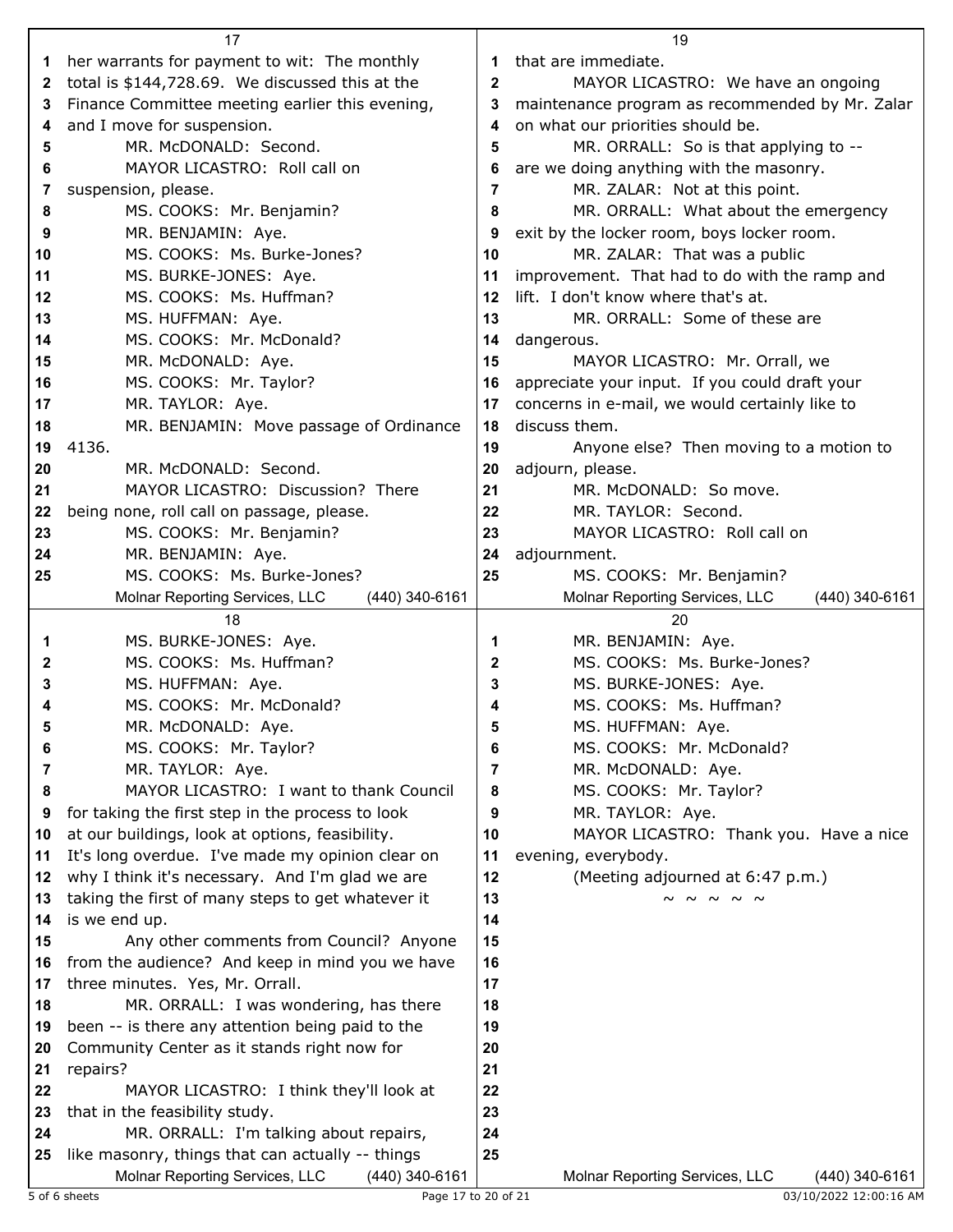her warrants for payment to wit: The monthly total is $144,728.69. We discussed this at the Finance Committee meeting earlier this evening, and I move for suspension.

MR. McDONALD: Second.

MAYOR LICASTRO: Roll call on suspension, please.

MS. COOKS: Mr. Benjamin?

MR. BENJAMIN: Aye.

MS. COOKS: Ms. Burke-Jones?

MS. BURKE-JONES: Aye.

MS. COOKS: Ms. Huffman?

MS. HUFFMAN: Aye.

MS. COOKS: Mr. McDonald?

MR. McDONALD: Aye.

MS. COOKS: Mr. Taylor?

MR. TAYLOR: Aye.

MR. BENJAMIN: Move passage of Ordinance 4136.

MR. McDONALD: Second.

MAYOR LICASTRO: Discussion? There being none, roll call on passage, please.

MS. COOKS: Mr. Benjamin?

MR. BENJAMIN: Aye.

MS. COOKS: Ms. Burke-Jones?

MS. BURKE-JONES: Aye.

MS. COOKS: Ms. Huffman?

MS. HUFFMAN: Aye.

MS. COOKS: Mr. McDonald?

MR. McDONALD: Aye.

MS. COOKS: Mr. Taylor?

MR. TAYLOR: Aye.

MAYOR LICASTRO: I want to thank Council for taking the first step in the process to look at our buildings, look at options, feasibility. It's long overdue. I've made my opinion clear on why I think it's necessary. And I'm glad we are taking the first of many steps to get whatever it is we end up.

Any other comments from Council? Anyone from the audience? And keep in mind you we have three minutes. Yes, Mr. Orrall.

MR. ORRALL: I was wondering, has there been -- is there any attention being paid to the Community Center as it stands right now for repairs?

MAYOR LICASTRO: I think they'll look at that in the feasibility study.

MR. ORRALL: I'm talking about repairs, like masonry, things that can actually -- things that are immediate.

MAYOR LICASTRO: We have an ongoing maintenance program as recommended by Mr. Zalar on what our priorities should be.

MR. ORRALL: So is that applying to -- are we doing anything with the masonry.

MR. ZALAR: Not at this point.

MR. ORRALL: What about the emergency exit by the locker room, boys locker room.

MR. ZALAR: That was a public improvement. That had to do with the ramp and lift. I don't know where that's at.

MR. ORRALL: Some of these are dangerous.

MAYOR LICASTRO: Mr. Orrall, we appreciate your input. If you could draft your concerns in e-mail, we would certainly like to discuss them.

Anyone else? Then moving to a motion to adjourn, please.

MR. McDONALD: So move.

MR. TAYLOR: Second.

MAYOR LICASTRO: Roll call on adjournment.

MS. COOKS: Mr. Benjamin?

MR. BENJAMIN: Aye.

MS. COOKS: Ms. Burke-Jones?

MS. BURKE-JONES: Aye.

MS. COOKS: Ms. Huffman?

MS. HUFFMAN: Aye.

MS. COOKS: Mr. McDonald?

MR. McDONALD: Aye.

MS. COOKS: Mr. Taylor?

MR. TAYLOR: Aye.

MAYOR LICASTRO: Thank you. Have a nice evening, everybody.

(Meeting adjourned at 6:47 p.m.)

~ ~ ~ ~ ~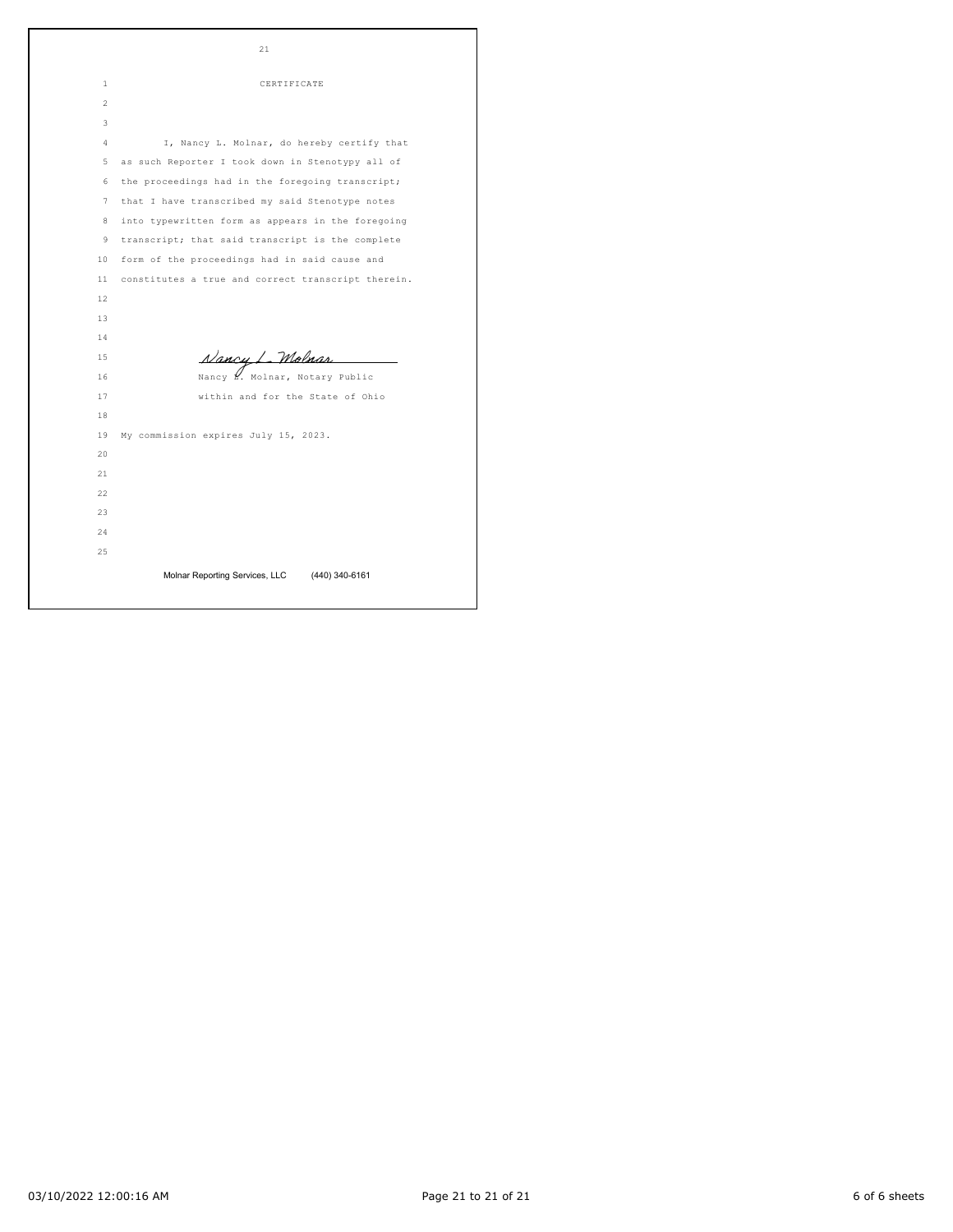# CERTIFICATE

I, Nancy L. Molnar, do hereby certify that as such Reporter I took down in Stenotypy all of the proceedings had in the foregoing transcript; that I have transcribed my said Stenotype notes into typewritten form as appears in the foregoing transcript; that said transcript is the complete form of the proceedings had in said cause and constitutes a true and correct transcript therein.

*Nancy L. Molnar*

Nancy L. Molnar, Notary Public
within and for the State of Ohio

My commission expires July 15, 2023.

Molnar Reporting Services, LLC (440) 340-6161